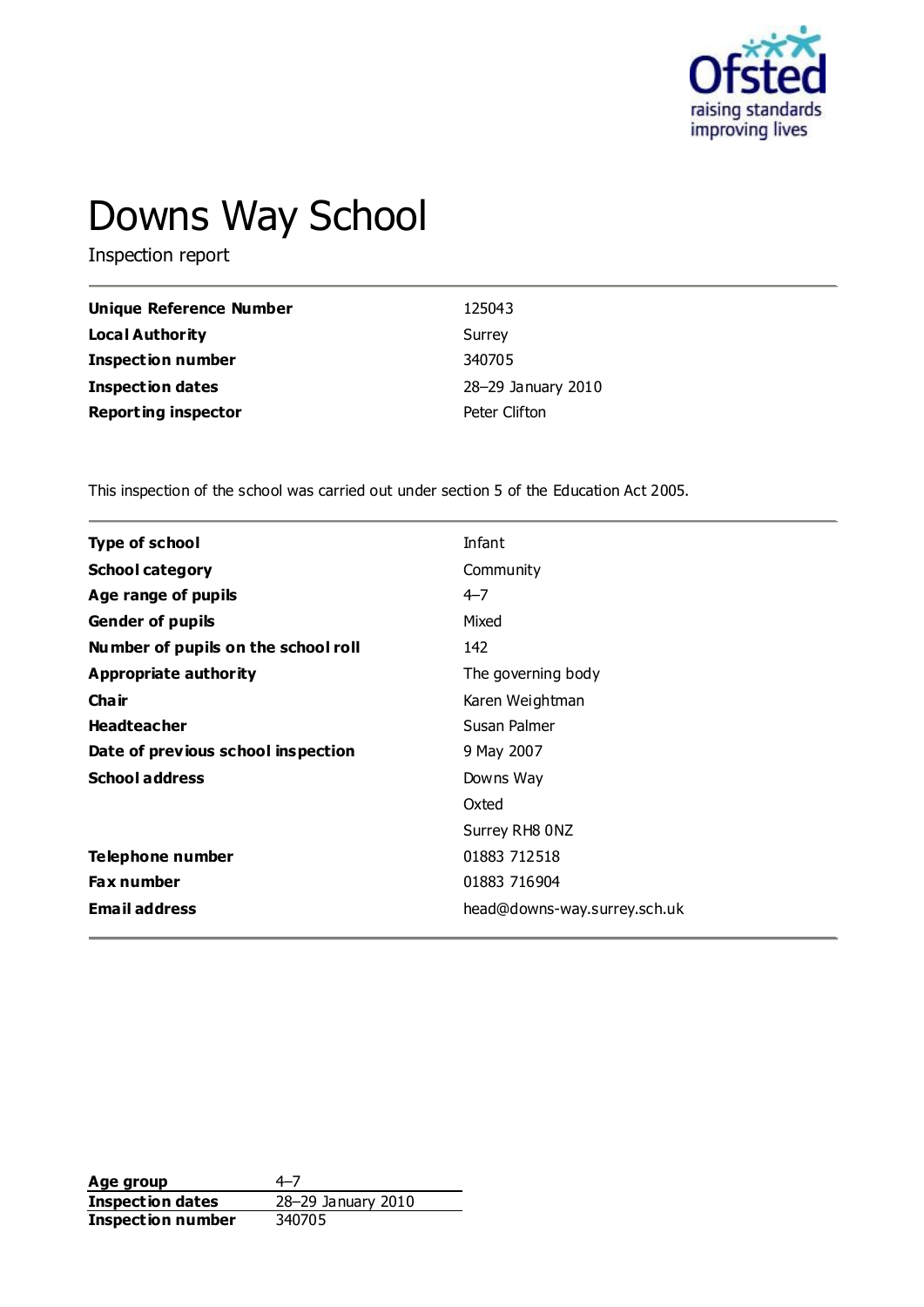# Downs Way School

Inspection report

| | |
|---|---|
| **Unique Reference Number** | 125043 |
| **Local Authority** | Surrey |
| **Inspection number** | 340705 |
| **Inspection dates** | 28–29 January 2010 |
| **Reporting inspector** | Peter Clifton |

This inspection of the school was carried out under section 5 of the Education Act 2005.

| | |
|---|---|
| **Type of school** | Infant |
| **School category** | Community |
| **Age range of pupils** | 4–7 |
| **Gender of pupils** | Mixed |
| **Number of pupils on the school roll** | 142 |
| **Appropriate authority** | The governing body |
| **Chair** | Karen Weightman |
| **Headteacher** | Susan Palmer |
| **Date of previous school inspection** | 9 May 2007 |
| **School address** | Downs Way<br>Oxted<br>Surrey RH8 0NZ |
| **Telephone number** | 01883 712518 |
| **Fax number** | 01883 716904 |
| **Email address** | head@downs-way.surrey.sch.uk |

| | |
|---|---|
| **Age group** | 4–7 |
| **Inspection dates** | 28–29 January 2010 |
| **Inspection number** | 340705 |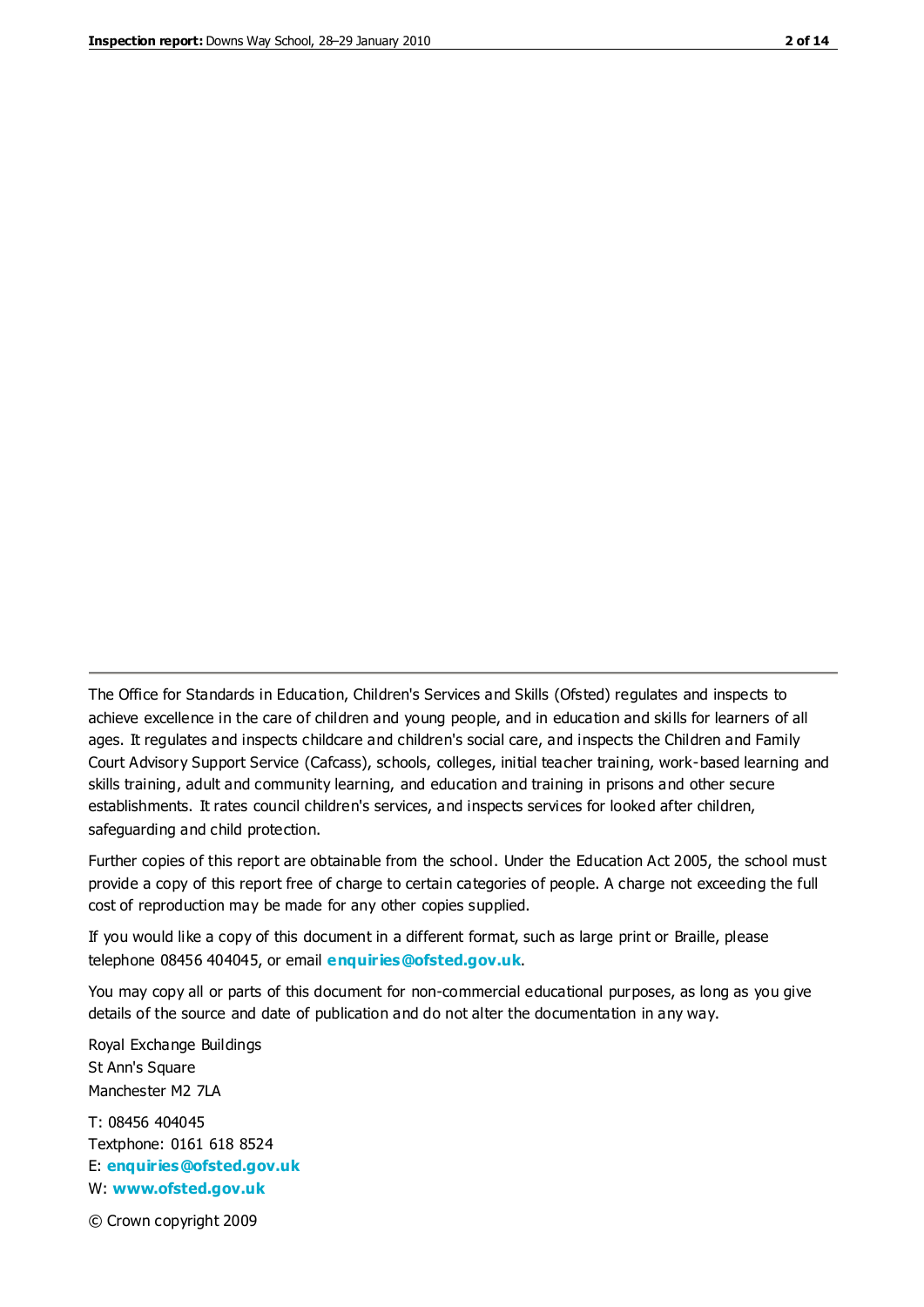---

The Office for Standards in Education, Children's Services and Skills (Ofsted) regulates and inspects to achieve excellence in the care of children and young people, and in education and skills for learners of all ages. It regulates and inspects childcare and children's social care, and inspects the Children and Family Court Advisory Support Service (Cafcass), schools, colleges, initial teacher training, work-based learning and skills training, adult and community learning, and education and training in prisons and other secure establishments. It rates council children's services, and inspects services for looked after children, safeguarding and child protection.

Further copies of this report are obtainable from the school. Under the Education Act 2005, the school must provide a copy of this report free of charge to certain categories of people. A charge not exceeding the full cost of reproduction may be made for any other copies supplied.

If you would like a copy of this document in a different format, such as large print or Braille, please telephone 08456 404045, or email **enquiries@ofsted.gov.uk**.

You may copy all or parts of this document for non-commercial educational purposes, as long as you give details of the source and date of publication and do not alter the documentation in any way.

Royal Exchange Buildings
St Ann's Square
Manchester M2 7LA

T: 08456 404045
Textphone: 0161 618 8524
E: **enquiries@ofsted.gov.uk**
W: **www.ofsted.gov.uk**

© Crown copyright 2009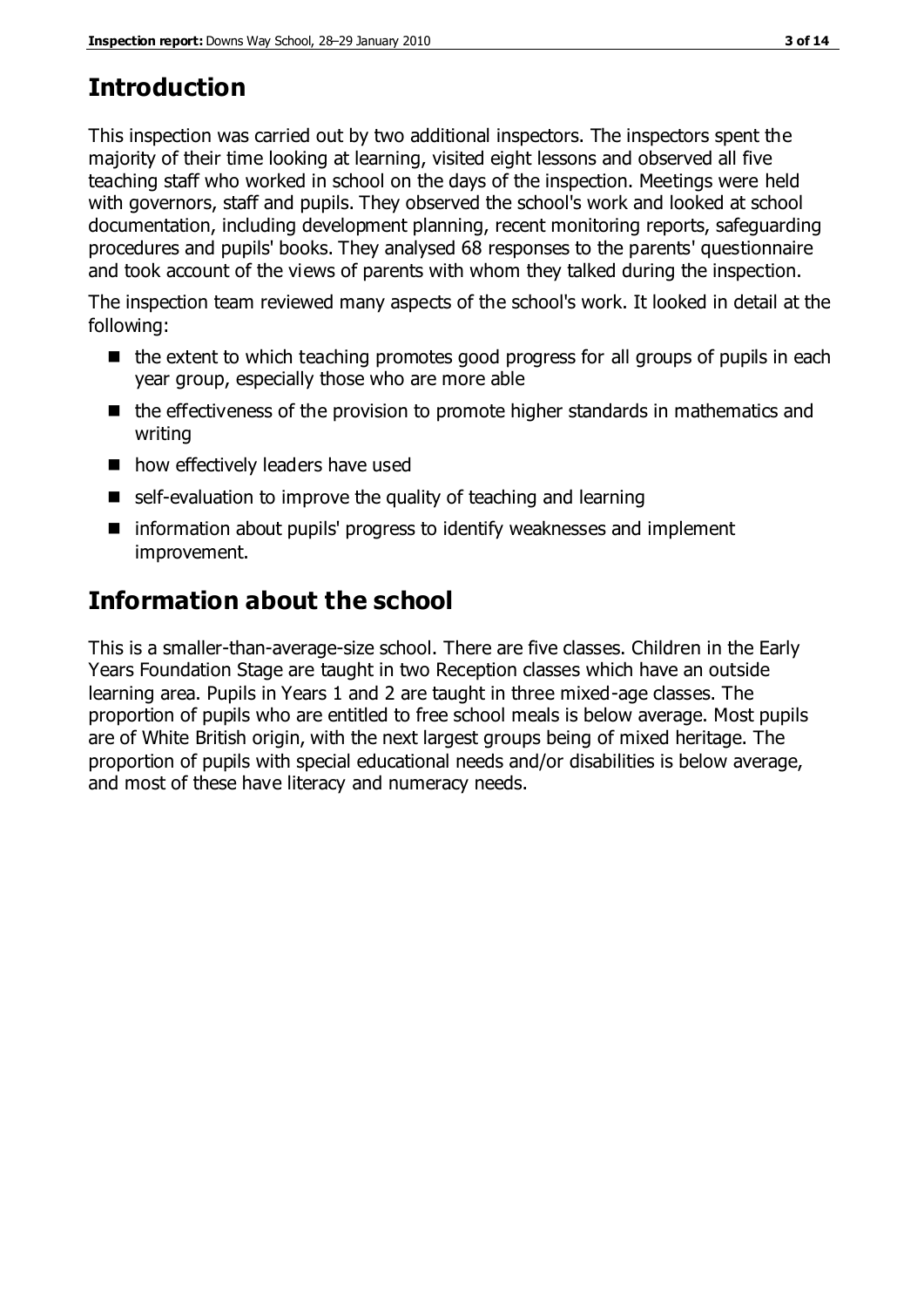# Introduction

This inspection was carried out by two additional inspectors. The inspectors spent the majority of their time looking at learning, visited eight lessons and observed all five teaching staff who worked in school on the days of the inspection. Meetings were held with governors, staff and pupils. They observed the school's work and looked at school documentation, including development planning, recent monitoring reports, safeguarding procedures and pupils' books. They analysed 68 responses to the parents' questionnaire and took account of the views of parents with whom they talked during the inspection.

The inspection team reviewed many aspects of the school's work. It looked in detail at the following:

- the extent to which teaching promotes good progress for all groups of pupils in each year group, especially those who are more able
- the effectiveness of the provision to promote higher standards in mathematics and writing
- how effectively leaders have used
- self-evaluation to improve the quality of teaching and learning
- information about pupils' progress to identify weaknesses and implement improvement.

# Information about the school

This is a smaller-than-average-size school. There are five classes. Children in the Early Years Foundation Stage are taught in two Reception classes which have an outside learning area. Pupils in Years 1 and 2 are taught in three mixed-age classes. The proportion of pupils who are entitled to free school meals is below average. Most pupils are of White British origin, with the next largest groups being of mixed heritage. The proportion of pupils with special educational needs and/or disabilities is below average, and most of these have literacy and numeracy needs.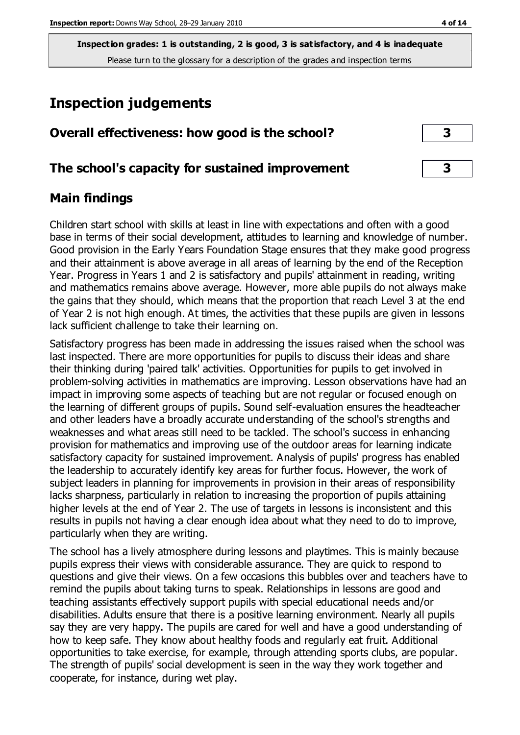**Inspection grades: 1 is outstanding, 2 is good, 3 is satisfactory, and 4 is inadequate**
Please turn to the glossary for a description of the grades and inspection terms

## Inspection judgements

| | |
|---|---|
| **Overall effectiveness: how good is the school?** | **3** |
| **The school's capacity for sustained improvement** | **3** |

## Main findings

Children start school with skills at least in line with expectations and often with a good base in terms of their social development, attitudes to learning and knowledge of number. Good provision in the Early Years Foundation Stage ensures that they make good progress and their attainment is above average in all areas of learning by the end of the Reception Year. Progress in Years 1 and 2 is satisfactory and pupils' attainment in reading, writing and mathematics remains above average. However, more able pupils do not always make the gains that they should, which means that the proportion that reach Level 3 at the end of Year 2 is not high enough. At times, the activities that these pupils are given in lessons lack sufficient challenge to take their learning on.

Satisfactory progress has been made in addressing the issues raised when the school was last inspected. There are more opportunities for pupils to discuss their ideas and share their thinking during 'paired talk' activities. Opportunities for pupils to get involved in problem-solving activities in mathematics are improving. Lesson observations have had an impact in improving some aspects of teaching but are not regular or focused enough on the learning of different groups of pupils. Sound self-evaluation ensures the headteacher and other leaders have a broadly accurate understanding of the school's strengths and weaknesses and what areas still need to be tackled. The school's success in enhancing provision for mathematics and improving use of the outdoor areas for learning indicate satisfactory capacity for sustained improvement. Analysis of pupils' progress has enabled the leadership to accurately identify key areas for further focus. However, the work of subject leaders in planning for improvements in provision in their areas of responsibility lacks sharpness, particularly in relation to increasing the proportion of pupils attaining higher levels at the end of Year 2. The use of targets in lessons is inconsistent and this results in pupils not having a clear enough idea about what they need to do to improve, particularly when they are writing.

The school has a lively atmosphere during lessons and playtimes. This is mainly because pupils express their views with considerable assurance. They are quick to respond to questions and give their views. On a few occasions this bubbles over and teachers have to remind the pupils about taking turns to speak. Relationships in lessons are good and teaching assistants effectively support pupils with special educational needs and/or disabilities. Adults ensure that there is a positive learning environment. Nearly all pupils say they are very happy. The pupils are cared for well and have a good understanding of how to keep safe. They know about healthy foods and regularly eat fruit. Additional opportunities to take exercise, for example, through attending sports clubs, are popular. The strength of pupils' social development is seen in the way they work together and cooperate, for instance, during wet play.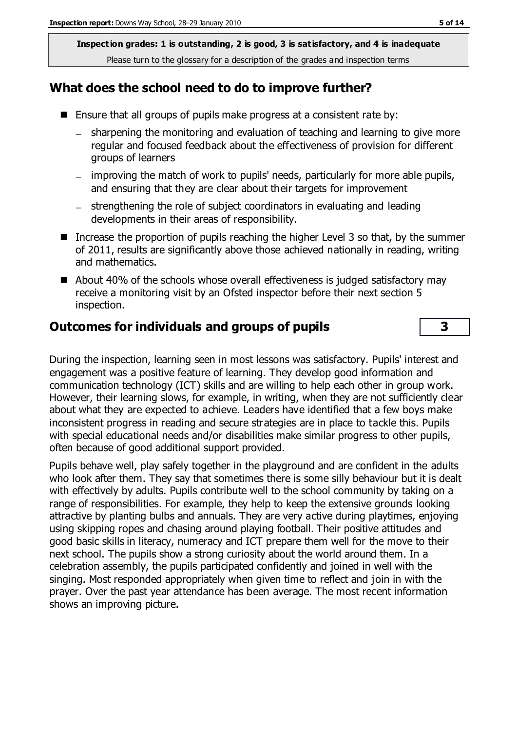**Inspection grades: 1 is outstanding, 2 is good, 3 is satisfactory, and 4 is inadequate**
Please turn to the glossary for a description of the grades and inspection terms

## What does the school need to do to improve further?

- Ensure that all groups of pupils make progress at a consistent rate by:
  - sharpening the monitoring and evaluation of teaching and learning to give more regular and focused feedback about the effectiveness of provision for different groups of learners
  - improving the match of work to pupils' needs, particularly for more able pupils, and ensuring that they are clear about their targets for improvement
  - strengthening the role of subject coordinators in evaluating and leading developments in their areas of responsibility.
- Increase the proportion of pupils reaching the higher Level 3 so that, by the summer of 2011, results are significantly above those achieved nationally in reading, writing and mathematics.
- About 40% of the schools whose overall effectiveness is judged satisfactory may receive a monitoring visit by an Ofsted inspector before their next section 5 inspection.

## Outcomes for individuals and groups of pupils — 3

During the inspection, learning seen in most lessons was satisfactory. Pupils' interest and engagement was a positive feature of learning. They develop good information and communication technology (ICT) skills and are willing to help each other in group work. However, their learning slows, for example, in writing, when they are not sufficiently clear about what they are expected to achieve. Leaders have identified that a few boys make inconsistent progress in reading and secure strategies are in place to tackle this. Pupils with special educational needs and/or disabilities make similar progress to other pupils, often because of good additional support provided.

Pupils behave well, play safely together in the playground and are confident in the adults who look after them. They say that sometimes there is some silly behaviour but it is dealt with effectively by adults. Pupils contribute well to the school community by taking on a range of responsibilities. For example, they help to keep the extensive grounds looking attractive by planting bulbs and annuals. They are very active during playtimes, enjoying using skipping ropes and chasing around playing football. Their positive attitudes and good basic skills in literacy, numeracy and ICT prepare them well for the move to their next school. The pupils show a strong curiosity about the world around them. In a celebration assembly, the pupils participated confidently and joined in well with the singing. Most responded appropriately when given time to reflect and join in with the prayer. Over the past year attendance has been average. The most recent information shows an improving picture.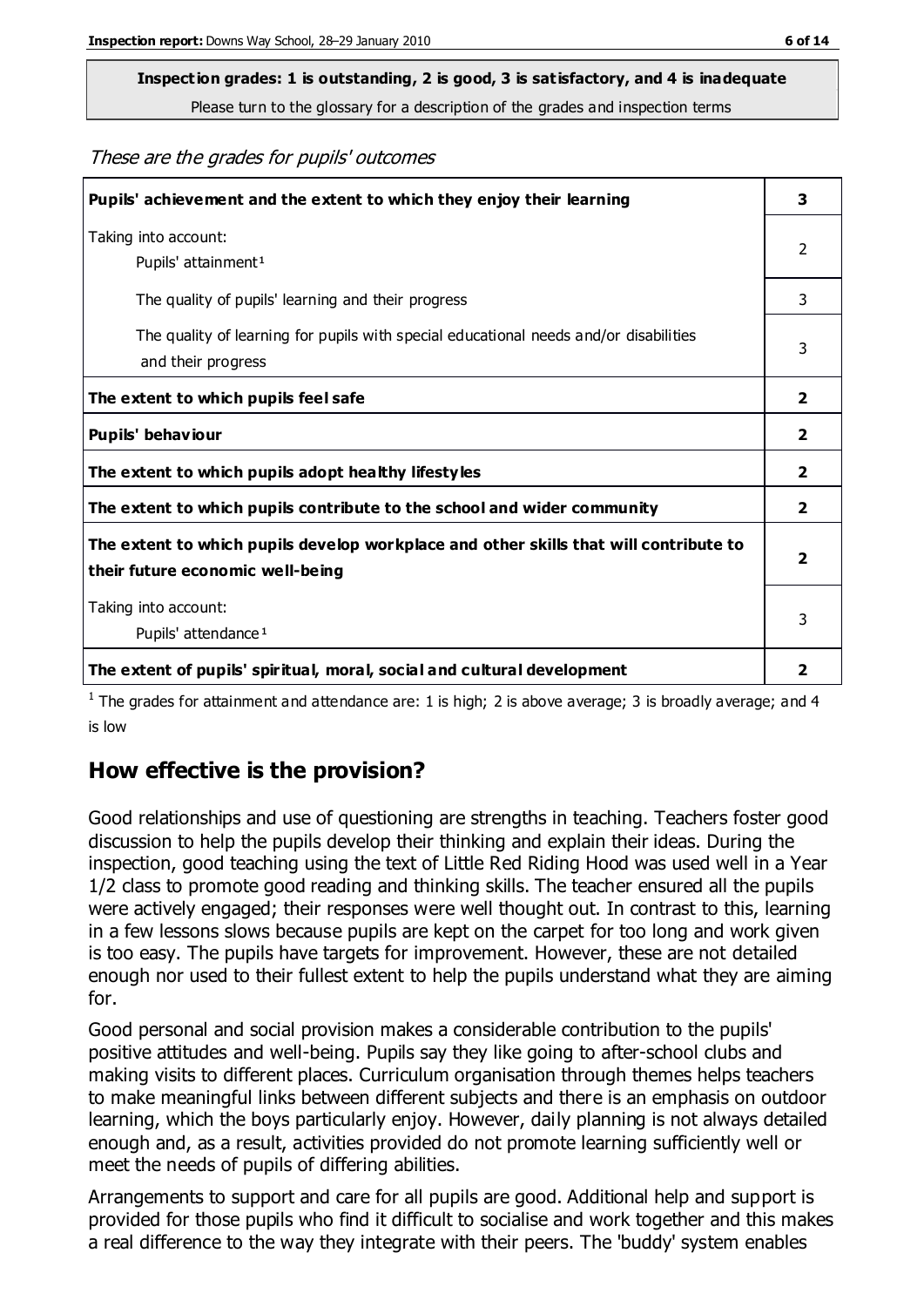**Inspection grades: 1 is outstanding, 2 is good, 3 is satisfactory, and 4 is inadequate**
Please turn to the glossary for a description of the grades and inspection terms

*These are the grades for pupils' outcomes*

| | |
|---|---|
| **Pupils' achievement and the extent to which they enjoy their learning** | **3** |
| Taking into account: Pupils' attainment[1] | 2 |
| The quality of pupils' learning and their progress | 3 |
| The quality of learning for pupils with special educational needs and/or disabilities and their progress | 3 |
| **The extent to which pupils feel safe** | **2** |
| **Pupils' behaviour** | **2** |
| **The extent to which pupils adopt healthy lifestyles** | **2** |
| **The extent to which pupils contribute to the school and wider community** | **2** |
| **The extent to which pupils develop workplace and other skills that will contribute to their future economic well-being** | **2** |
| Taking into account: Pupils' attendance[1] | 3 |
| **The extent of pupils' spiritual, moral, social and cultural development** | **2** |

[1] The grades for attainment and attendance are: 1 is high; 2 is above average; 3 is broadly average; and 4 is low

## How effective is the provision?

Good relationships and use of questioning are strengths in teaching. Teachers foster good discussion to help the pupils develop their thinking and explain their ideas. During the inspection, good teaching using the text of Little Red Riding Hood was used well in a Year 1/2 class to promote good reading and thinking skills. The teacher ensured all the pupils were actively engaged; their responses were well thought out. In contrast to this, learning in a few lessons slows because pupils are kept on the carpet for too long and work given is too easy. The pupils have targets for improvement. However, these are not detailed enough nor used to their fullest extent to help the pupils understand what they are aiming for.

Good personal and social provision makes a considerable contribution to the pupils' positive attitudes and well-being. Pupils say they like going to after-school clubs and making visits to different places. Curriculum organisation through themes helps teachers to make meaningful links between different subjects and there is an emphasis on outdoor learning, which the boys particularly enjoy. However, daily planning is not always detailed enough and, as a result, activities provided do not promote learning sufficiently well or meet the needs of pupils of differing abilities.

Arrangements to support and care for all pupils are good. Additional help and support is provided for those pupils who find it difficult to socialise and work together and this makes a real difference to the way they integrate with their peers. The 'buddy' system enables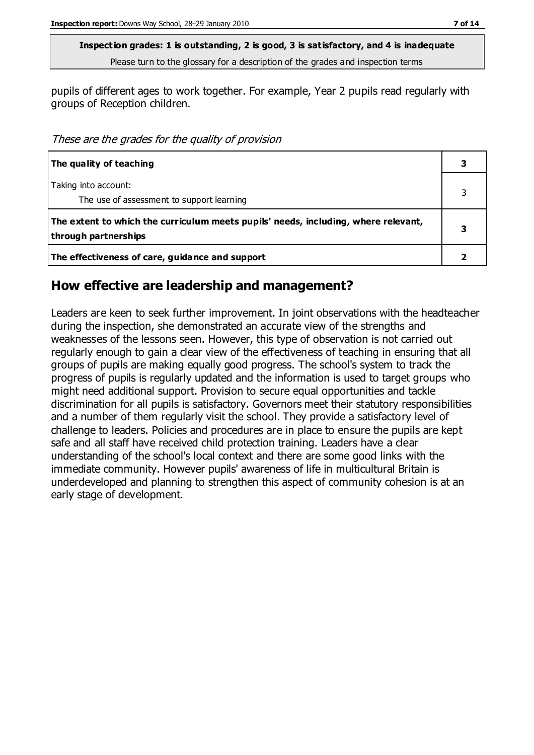**Inspection grades: 1 is outstanding, 2 is good, 3 is satisfactory, and 4 is inadequate**
Please turn to the glossary for a description of the grades and inspection terms

pupils of different ages to work together. For example, Year 2 pupils read regularly with groups of Reception children.

*These are the grades for the quality of provision*

| | |
|---|---|
| **The quality of teaching** | **3** |
| Taking into account:<br>The use of assessment to support learning | 3 |
| **The extent to which the curriculum meets pupils' needs, including, where relevant, through partnerships** | **3** |
| **The effectiveness of care, guidance and support** | **2** |

## How effective are leadership and management?

Leaders are keen to seek further improvement. In joint observations with the headteacher during the inspection, she demonstrated an accurate view of the strengths and weaknesses of the lessons seen. However, this type of observation is not carried out regularly enough to gain a clear view of the effectiveness of teaching in ensuring that all groups of pupils are making equally good progress. The school's system to track the progress of pupils is regularly updated and the information is used to target groups who might need additional support. Provision to secure equal opportunities and tackle discrimination for all pupils is satisfactory. Governors meet their statutory responsibilities and a number of them regularly visit the school. They provide a satisfactory level of challenge to leaders. Policies and procedures are in place to ensure the pupils are kept safe and all staff have received child protection training. Leaders have a clear understanding of the school's local context and there are some good links with the immediate community. However pupils' awareness of life in multicultural Britain is underdeveloped and planning to strengthen this aspect of community cohesion is at an early stage of development.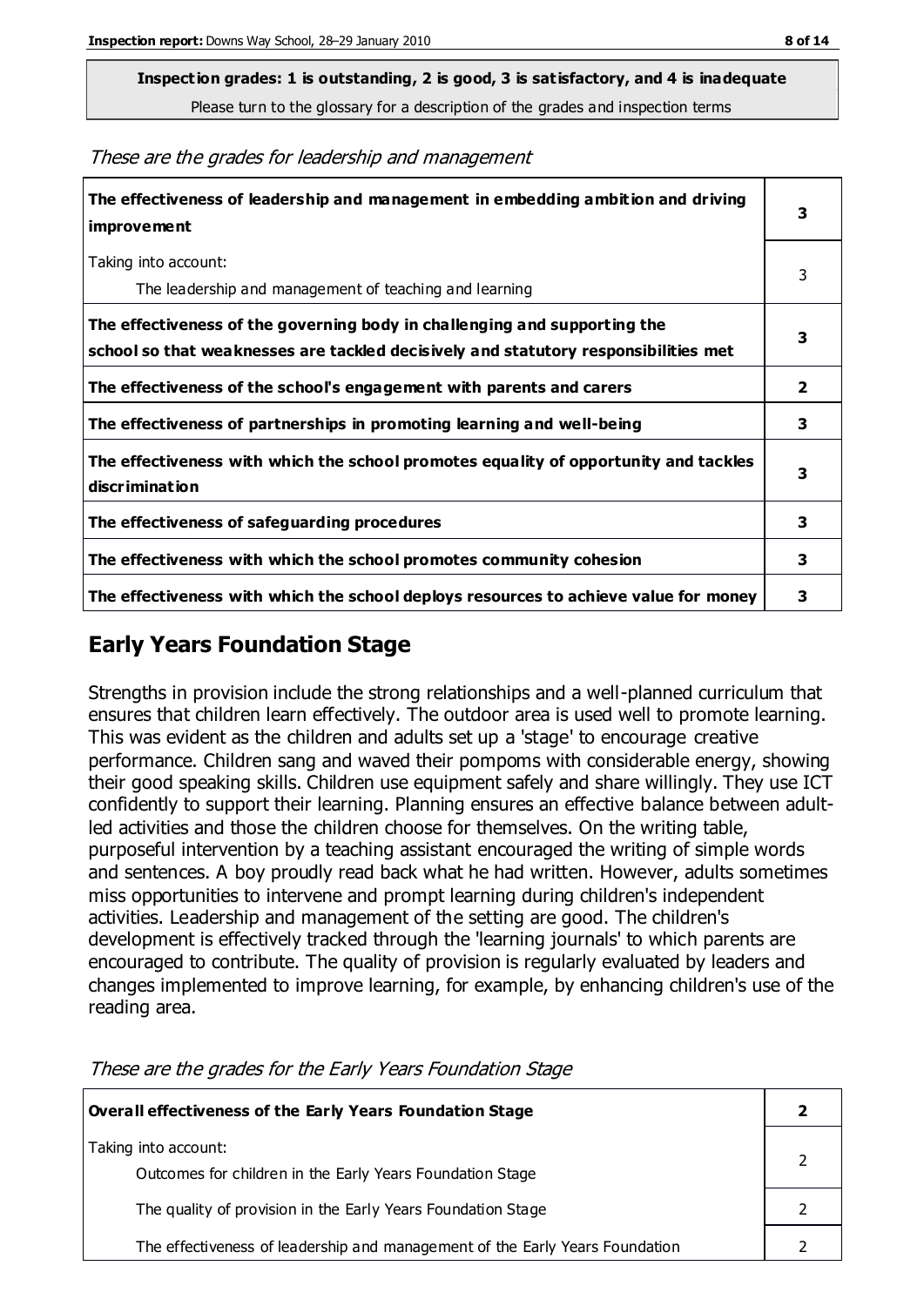**Inspection grades: 1 is outstanding, 2 is good, 3 is satisfactory, and 4 is inadequate**
Please turn to the glossary for a description of the grades and inspection terms

*These are the grades for leadership and management*

| | |
|---|---|
| **The effectiveness of leadership and management in embedding ambition and driving improvement** | **3** |
| Taking into account: The leadership and management of teaching and learning | 3 |
| **The effectiveness of the governing body in challenging and supporting the school so that weaknesses are tackled decisively and statutory responsibilities met** | **3** |
| **The effectiveness of the school's engagement with parents and carers** | **2** |
| **The effectiveness of partnerships in promoting learning and well-being** | **3** |
| **The effectiveness with which the school promotes equality of opportunity and tackles discrimination** | **3** |
| **The effectiveness of safeguarding procedures** | **3** |
| **The effectiveness with which the school promotes community cohesion** | **3** |
| **The effectiveness with which the school deploys resources to achieve value for money** | **3** |

## Early Years Foundation Stage

Strengths in provision include the strong relationships and a well-planned curriculum that ensures that children learn effectively. The outdoor area is used well to promote learning. This was evident as the children and adults set up a 'stage' to encourage creative performance. Children sang and waved their pompoms with considerable energy, showing their good speaking skills. Children use equipment safely and share willingly. They use ICT confidently to support their learning. Planning ensures an effective balance between adult-led activities and those the children choose for themselves. On the writing table, purposeful intervention by a teaching assistant encouraged the writing of simple words and sentences. A boy proudly read back what he had written. However, adults sometimes miss opportunities to intervene and prompt learning during children's independent activities. Leadership and management of the setting are good. The children's development is effectively tracked through the 'learning journals' to which parents are encouraged to contribute. The quality of provision is regularly evaluated by leaders and changes implemented to improve learning, for example, by enhancing children's use of the reading area.

*These are the grades for the Early Years Foundation Stage*

| | |
|---|---|
| **Overall effectiveness of the Early Years Foundation Stage** | **2** |
| Taking into account: Outcomes for children in the Early Years Foundation Stage | 2 |
| The quality of provision in the Early Years Foundation Stage | 2 |
| The effectiveness of leadership and management of the Early Years Foundation | 2 |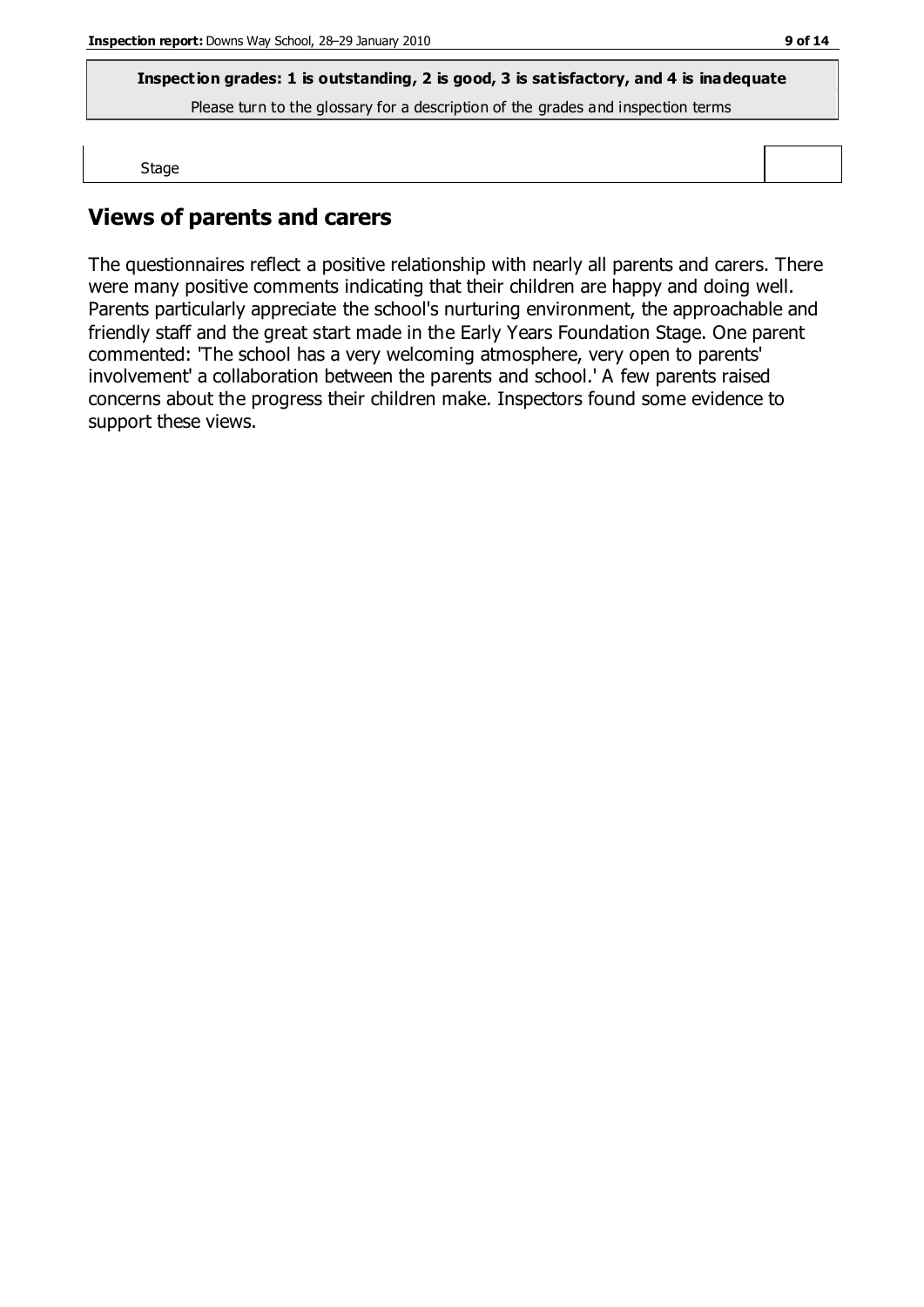**Inspection grades: 1 is outstanding, 2 is good, 3 is satisfactory, and 4 is inadequate**

Please turn to the glossary for a description of the grades and inspection terms

| Stage | |
|---|---|

## Views of parents and carers

The questionnaires reflect a positive relationship with nearly all parents and carers. There were many positive comments indicating that their children are happy and doing well. Parents particularly appreciate the school's nurturing environment, the approachable and friendly staff and the great start made in the Early Years Foundation Stage. One parent commented: 'The school has a very welcoming atmosphere, very open to parents' involvement' a collaboration between the parents and school.' A few parents raised concerns about the progress their children make. Inspectors found some evidence to support these views.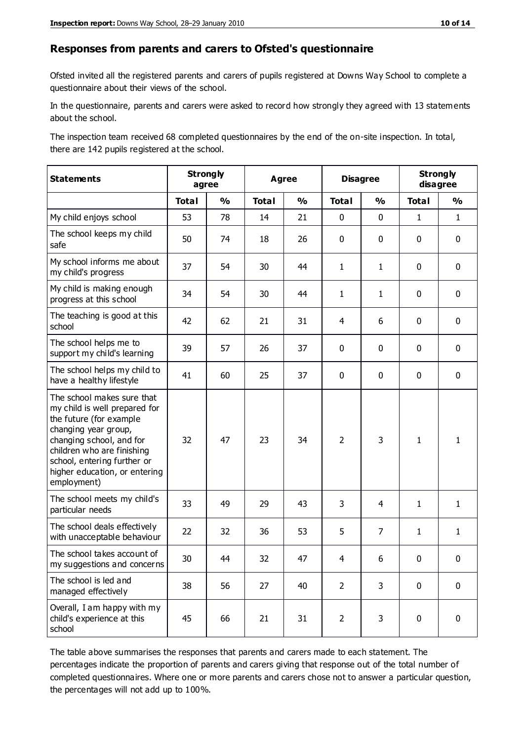## Responses from parents and carers to Ofsted's questionnaire

Ofsted invited all the registered parents and carers of pupils registered at Downs Way School to complete a questionnaire about their views of the school.

In the questionnaire, parents and carers were asked to record how strongly they agreed with 13 statements about the school.

The inspection team received 68 completed questionnaires by the end of the on-site inspection. In total, there are 142 pupils registered at the school.

| Statements | Strongly agree | | Agree | | Disagree | | Strongly disagree | |
|---|---|---|---|---|---|---|---|---|
| | Total | % | Total | % | Total | % | Total | % |
| My child enjoys school | 53 | 78 | 14 | 21 | 0 | 0 | 1 | 1 |
| The school keeps my child safe | 50 | 74 | 18 | 26 | 0 | 0 | 0 | 0 |
| My school informs me about my child's progress | 37 | 54 | 30 | 44 | 1 | 1 | 0 | 0 |
| My child is making enough progress at this school | 34 | 54 | 30 | 44 | 1 | 1 | 0 | 0 |
| The teaching is good at this school | 42 | 62 | 21 | 31 | 4 | 6 | 0 | 0 |
| The school helps me to support my child's learning | 39 | 57 | 26 | 37 | 0 | 0 | 0 | 0 |
| The school helps my child to have a healthy lifestyle | 41 | 60 | 25 | 37 | 0 | 0 | 0 | 0 |
| The school makes sure that my child is well prepared for the future (for example changing year group, changing school, and for children who are finishing school, entering further or higher education, or entering employment) | 32 | 47 | 23 | 34 | 2 | 3 | 1 | 1 |
| The school meets my child's particular needs | 33 | 49 | 29 | 43 | 3 | 4 | 1 | 1 |
| The school deals effectively with unacceptable behaviour | 22 | 32 | 36 | 53 | 5 | 7 | 1 | 1 |
| The school takes account of my suggestions and concerns | 30 | 44 | 32 | 47 | 4 | 6 | 0 | 0 |
| The school is led and managed effectively | 38 | 56 | 27 | 40 | 2 | 3 | 0 | 0 |
| Overall, I am happy with my child's experience at this school | 45 | 66 | 21 | 31 | 2 | 3 | 0 | 0 |

The table above summarises the responses that parents and carers made to each statement. The percentages indicate the proportion of parents and carers giving that response out of the total number of completed questionnaires. Where one or more parents and carers chose not to answer a particular question, the percentages will not add up to 100%.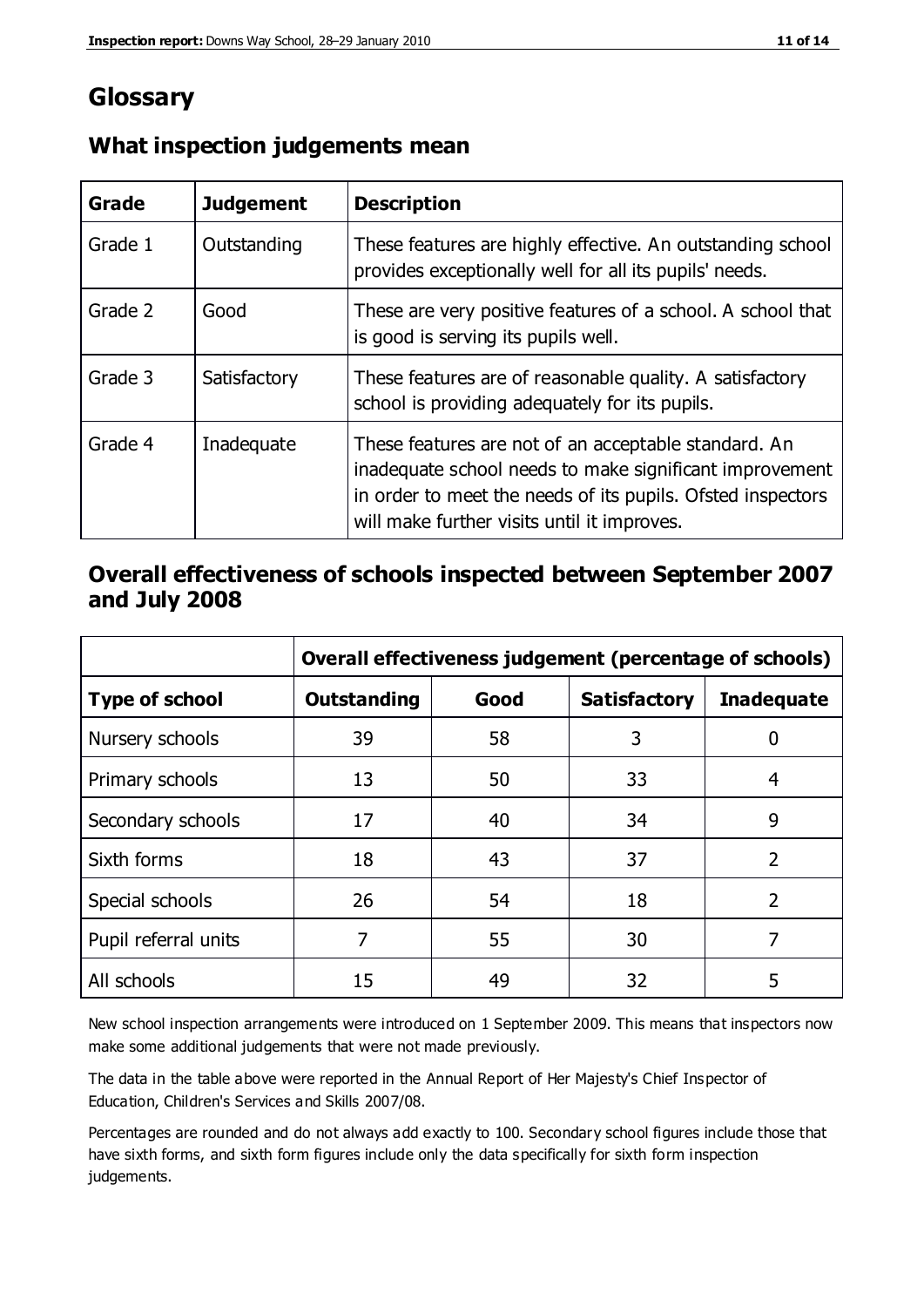# Glossary

## What inspection judgements mean

| Grade | Judgement | Description |
|---|---|---|
| Grade 1 | Outstanding | These features are highly effective. An outstanding school provides exceptionally well for all its pupils' needs. |
| Grade 2 | Good | These are very positive features of a school. A school that is good is serving its pupils well. |
| Grade 3 | Satisfactory | These features are of reasonable quality. A satisfactory school is providing adequately for its pupils. |
| Grade 4 | Inadequate | These features are not of an acceptable standard. An inadequate school needs to make significant improvement in order to meet the needs of its pupils. Ofsted inspectors will make further visits until it improves. |

## Overall effectiveness of schools inspected between September 2007 and July 2008

| | Overall effectiveness judgement (percentage of schools) | | | |
|---|---|---|---|---|
| **Type of school** | **Outstanding** | **Good** | **Satisfactory** | **Inadequate** |
| Nursery schools | 39 | 58 | 3 | 0 |
| Primary schools | 13 | 50 | 33 | 4 |
| Secondary schools | 17 | 40 | 34 | 9 |
| Sixth forms | 18 | 43 | 37 | 2 |
| Special schools | 26 | 54 | 18 | 2 |
| Pupil referral units | 7 | 55 | 30 | 7 |
| All schools | 15 | 49 | 32 | 5 |

New school inspection arrangements were introduced on 1 September 2009. This means that inspectors now make some additional judgements that were not made previously.

The data in the table above were reported in the Annual Report of Her Majesty's Chief Inspector of Education, Children's Services and Skills 2007/08.

Percentages are rounded and do not always add exactly to 100. Secondary school figures include those that have sixth forms, and sixth form figures include only the data specifically for sixth form inspection judgements.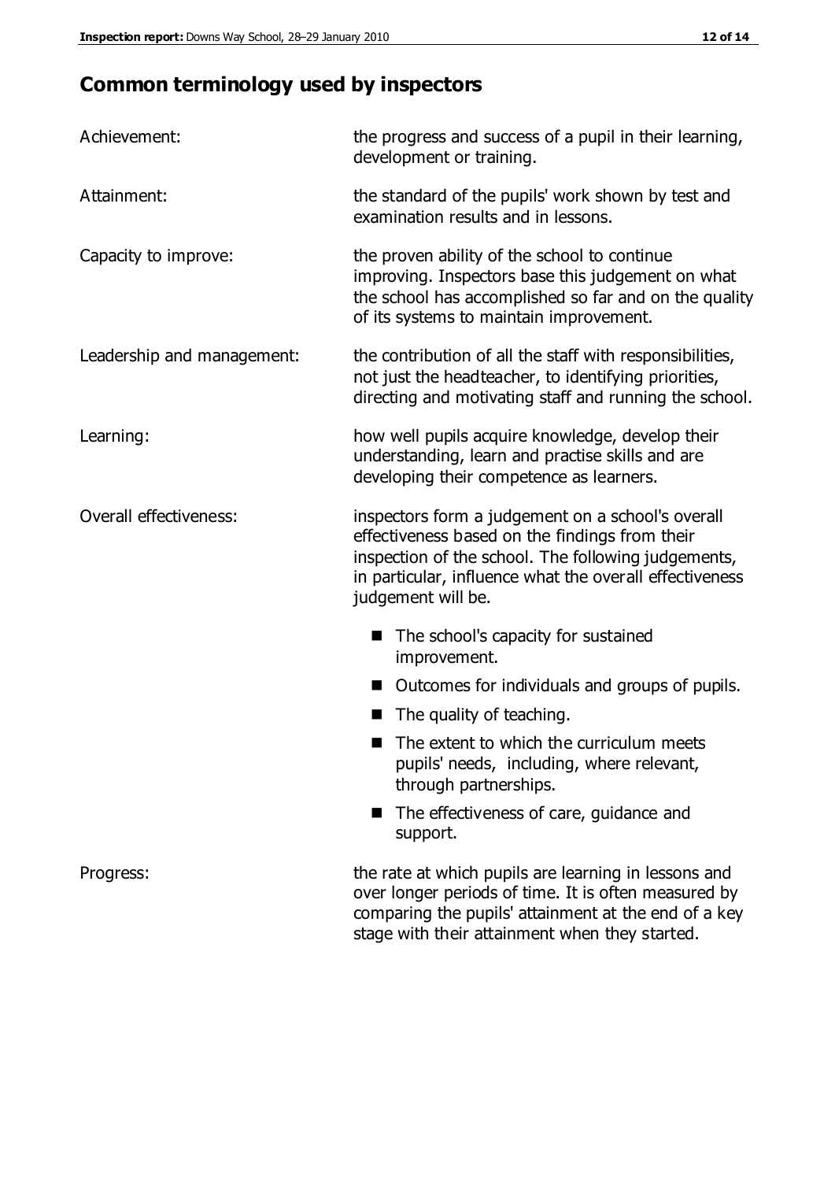## Common terminology used by inspectors

| | |
|---|---|
| Achievement: | the progress and success of a pupil in their learning, development or training. |
| Attainment: | the standard of the pupils' work shown by test and examination results and in lessons. |
| Capacity to improve: | the proven ability of the school to continue improving. Inspectors base this judgement on what the school has accomplished so far and on the quality of its systems to maintain improvement. |
| Leadership and management: | the contribution of all the staff with responsibilities, not just the headteacher, to identifying priorities, directing and motivating staff and running the school. |
| Learning: | how well pupils acquire knowledge, develop their understanding, learn and practise skills and are developing their competence as learners. |
| Overall effectiveness: | inspectors form a judgement on a school's overall effectiveness based on the findings from their inspection of the school. The following judgements, in particular, influence what the overall effectiveness judgement will be. |

- The school's capacity for sustained improvement.
- Outcomes for individuals and groups of pupils.
- The quality of teaching.
- The extent to which the curriculum meets pupils' needs, including, where relevant, through partnerships.
- The effectiveness of care, guidance and support.

| | |
|---|---|
| Progress: | the rate at which pupils are learning in lessons and over longer periods of time. It is often measured by comparing the pupils' attainment at the end of a key stage with their attainment when they started. |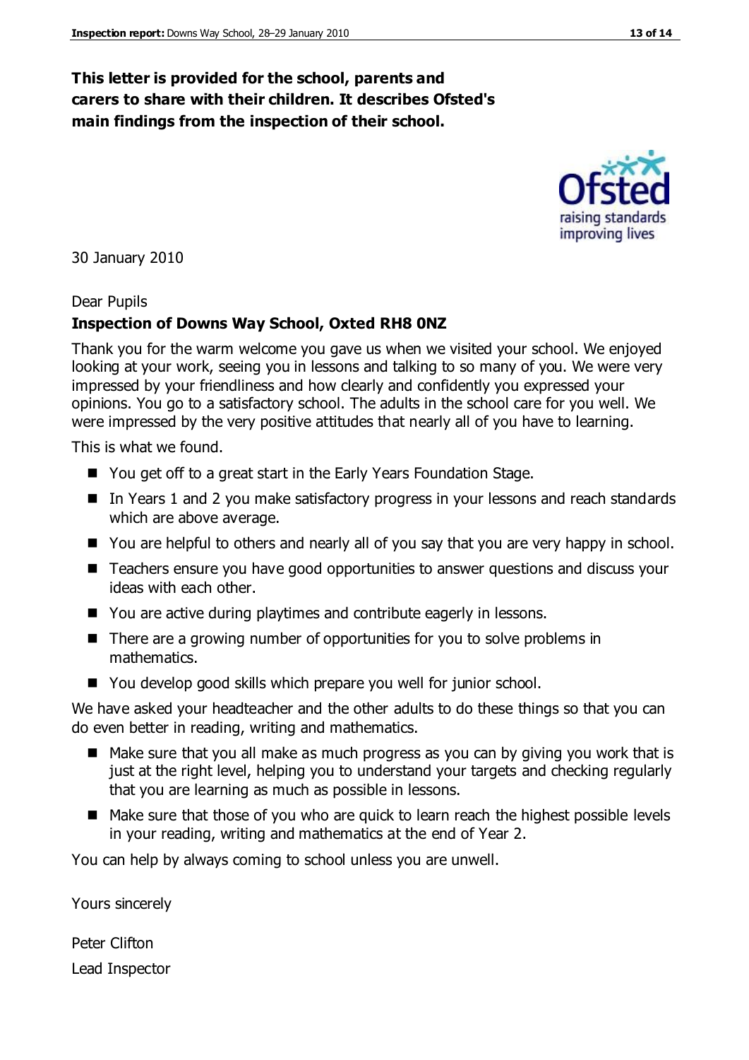**This letter is provided for the school, parents and carers to share with their children. It describes Ofsted's main findings from the inspection of their school.**

30 January 2010

Dear Pupils

**Inspection of Downs Way School, Oxted RH8 0NZ**

Thank you for the warm welcome you gave us when we visited your school. We enjoyed looking at your work, seeing you in lessons and talking to so many of you. We were very impressed by your friendliness and how clearly and confidently you expressed your opinions. You go to a satisfactory school. The adults in the school care for you well. We were impressed by the very positive attitudes that nearly all of you have to learning.

This is what we found.

- You get off to a great start in the Early Years Foundation Stage.
- In Years 1 and 2 you make satisfactory progress in your lessons and reach standards which are above average.
- You are helpful to others and nearly all of you say that you are very happy in school.
- Teachers ensure you have good opportunities to answer questions and discuss your ideas with each other.
- You are active during playtimes and contribute eagerly in lessons.
- There are a growing number of opportunities for you to solve problems in mathematics.
- You develop good skills which prepare you well for junior school.

We have asked your headteacher and the other adults to do these things so that you can do even better in reading, writing and mathematics.

- Make sure that you all make as much progress as you can by giving you work that is just at the right level, helping you to understand your targets and checking regularly that you are learning as much as possible in lessons.
- Make sure that those of you who are quick to learn reach the highest possible levels in your reading, writing and mathematics at the end of Year 2.

You can help by always coming to school unless you are unwell.

Yours sincerely

Peter Clifton

Lead Inspector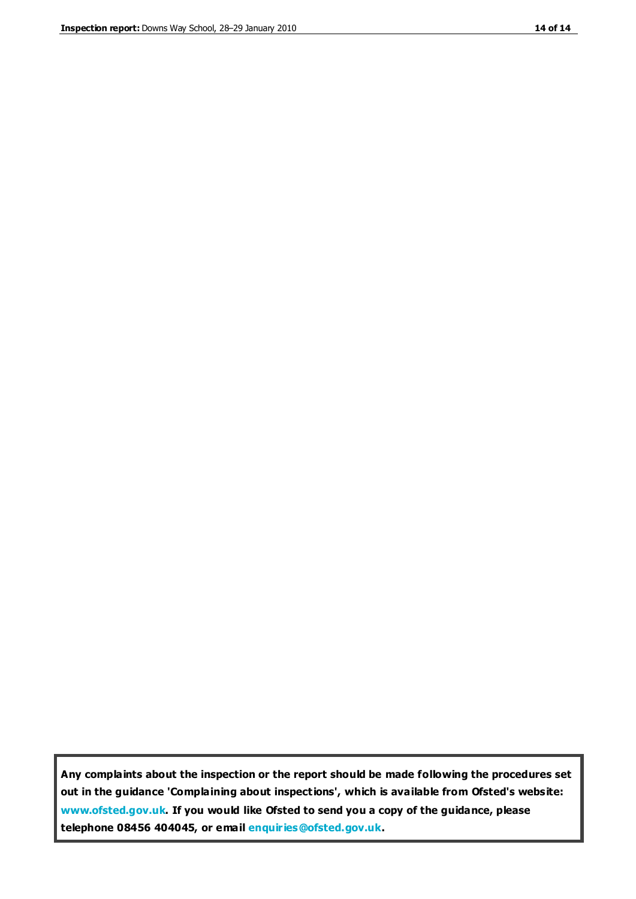**Any complaints about the inspection or the report should be made following the procedures set out in the guidance 'Complaining about inspections', which is available from Ofsted's website: www.ofsted.gov.uk. If you would like Ofsted to send you a copy of the guidance, please telephone 08456 404045, or email enquiries@ofsted.gov.uk.**